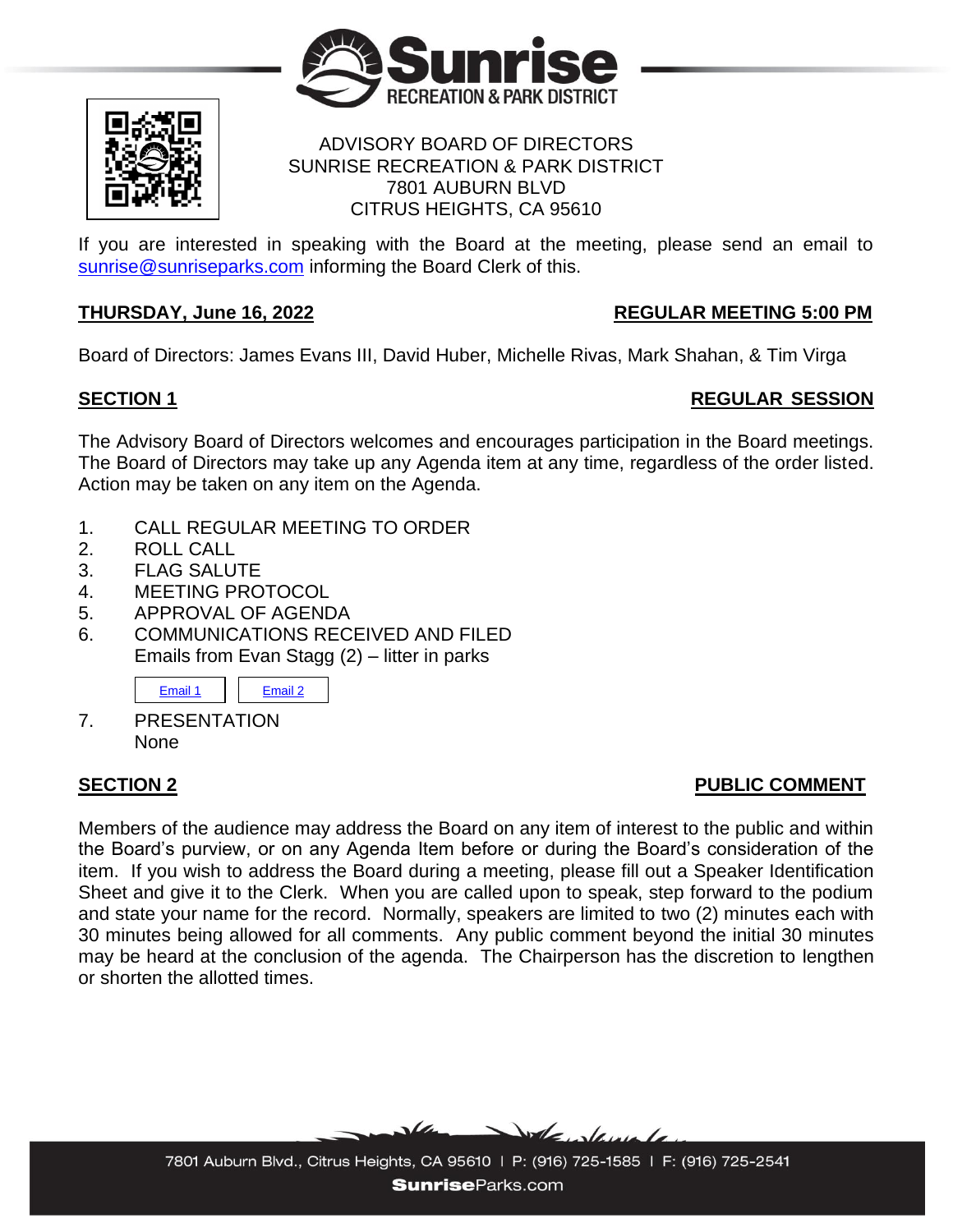ADVISORY BOARD OF DIRECTORS
SUNRISE RECREATION & PARK DISTRICT
7801 AUBURN BLVD
CITRUS HEIGHTS, CA 95610

If you are interested in speaking with the Board at the meeting, please send an email to sunrise@sunriseparks.com informing the Board Clerk of this.

**THURSDAY, June 16, 2022** — **REGULAR MEETING 5:00 PM**

Board of Directors: James Evans III, David Huber, Michelle Rivas, Mark Shahan, & Tim Virga

## SECTION 1 — REGULAR SESSION

The Advisory Board of Directors welcomes and encourages participation in the Board meetings. The Board of Directors may take up any Agenda item at any time, regardless of the order listed. Action may be taken on any item on the Agenda.

1. CALL REGULAR MEETING TO ORDER
2. ROLL CALL
3. FLAG SALUTE
4. MEETING PROTOCOL
5. APPROVAL OF AGENDA
6. COMMUNICATIONS RECEIVED AND FILED
   Emails from Evan Stagg (2) – litter in parks
   Email 1 | Email 2
7. PRESENTATION
   None

## SECTION 2 — PUBLIC COMMENT

Members of the audience may address the Board on any item of interest to the public and within the Board's purview, or on any Agenda Item before or during the Board's consideration of the item. If you wish to address the Board during a meeting, please fill out a Speaker Identification Sheet and give it to the Clerk. When you are called upon to speak, step forward to the podium and state your name for the record. Normally, speakers are limited to two (2) minutes each with 30 minutes being allowed for all comments. Any public comment beyond the initial 30 minutes may be heard at the conclusion of the agenda. The Chairperson has the discretion to lengthen or shorten the allotted times.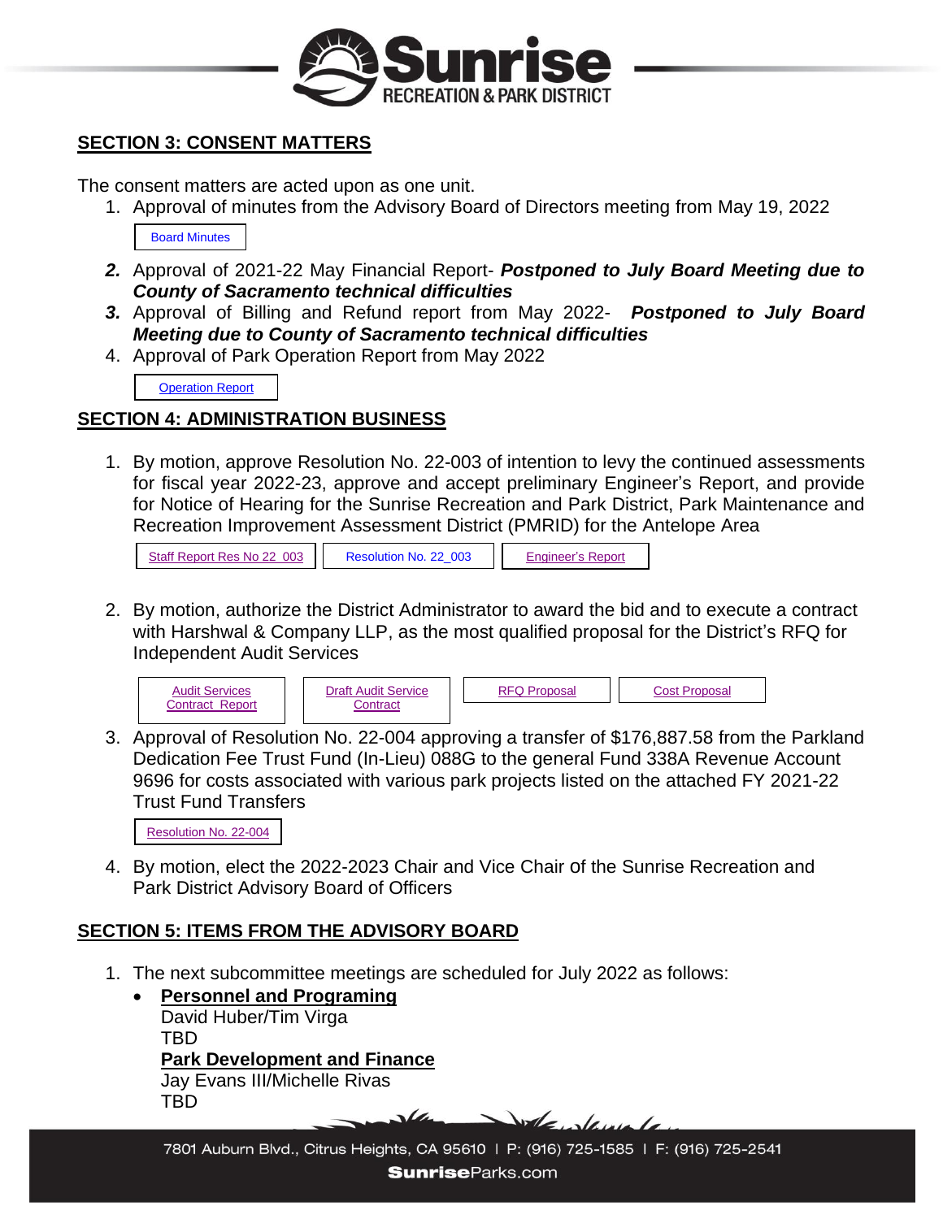## SECTION 3: CONSENT MATTERS

The consent matters are acted upon as one unit.

1. Approval of minutes from the Advisory Board of Directors meeting from May 19, 2022

   Board Minutes

2. Approval of 2021-22 May Financial Report- ***Postponed to July Board Meeting due to County of Sacramento technical difficulties***
3. Approval of Billing and Refund report from May 2022- ***Postponed to July Board Meeting due to County of Sacramento technical difficulties***
4. Approval of Park Operation Report from May 2022

   Operation Report

## SECTION 4: ADMINISTRATION BUSINESS

1. By motion, approve Resolution No. 22-003 of intention to levy the continued assessments for fiscal year 2022-23, approve and accept preliminary Engineer's Report, and provide for Notice of Hearing for the Sunrise Recreation and Park District, Park Maintenance and Recreation Improvement Assessment District (PMRID) for the Antelope Area

   Staff Report Res No 22_003 | Resolution No. 22_003 | Engineer's Report

2. By motion, authorize the District Administrator to award the bid and to execute a contract with Harshwal & Company LLP, as the most qualified proposal for the District's RFQ for Independent Audit Services

   Audit Services Contract Report | Draft Audit Service Contract | RFQ Proposal | Cost Proposal

3. Approval of Resolution No. 22-004 approving a transfer of $176,887.58 from the Parkland Dedication Fee Trust Fund (In-Lieu) 088G to the general Fund 338A Revenue Account 9696 for costs associated with various park projects listed on the attached FY 2021-22 Trust Fund Transfers

   Resolution No. 22-004

4. By motion, elect the 2022-2023 Chair and Vice Chair of the Sunrise Recreation and Park District Advisory Board of Officers

## SECTION 5: ITEMS FROM THE ADVISORY BOARD

1. The next subcommittee meetings are scheduled for July 2022 as follows:
   - **Personnel and Programing**
     David Huber/Tim Virga
     TBD
     **Park Development and Finance**
     Jay Evans III/Michelle Rivas
     TBD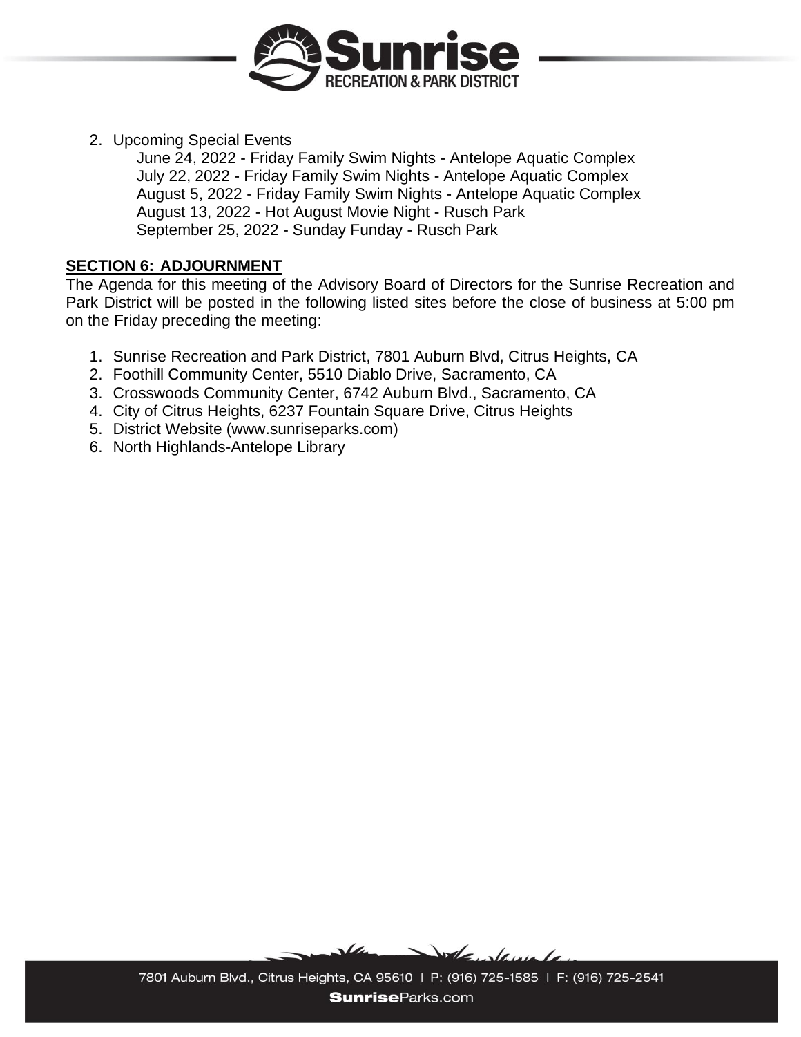2. Upcoming Special Events
   June 24, 2022 - Friday Family Swim Nights - Antelope Aquatic Complex
   July 22, 2022 - Friday Family Swim Nights - Antelope Aquatic Complex
   August 5, 2022 - Friday Family Swim Nights - Antelope Aquatic Complex
   August 13, 2022 - Hot August Movie Night - Rusch Park
   September 25, 2022 - Sunday Funday - Rusch Park

## SECTION 6: ADJOURNMENT

The Agenda for this meeting of the Advisory Board of Directors for the Sunrise Recreation and Park District will be posted in the following listed sites before the close of business at 5:00 pm on the Friday preceding the meeting:

1. Sunrise Recreation and Park District, 7801 Auburn Blvd, Citrus Heights, CA
2. Foothill Community Center, 5510 Diablo Drive, Sacramento, CA
3. Crosswoods Community Center, 6742 Auburn Blvd., Sacramento, CA
4. City of Citrus Heights, 6237 Fountain Square Drive, Citrus Heights
5. District Website (www.sunriseparks.com)
6. North Highlands-Antelope Library